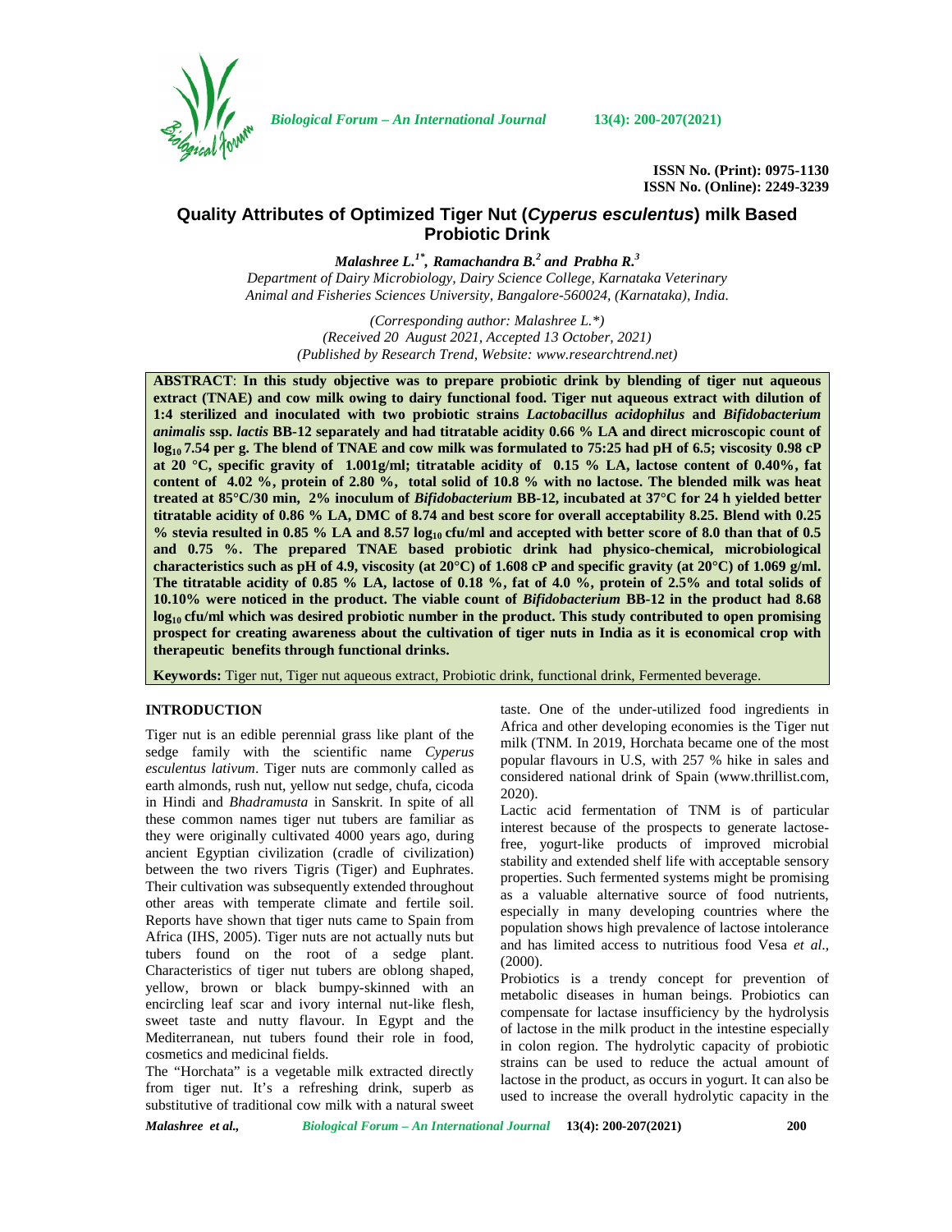ISSN No. (Print): 0975-1130
ISSN No. (Online): 2249-3239

# Quality Attributes of Optimized Tiger Nut (*Cyperus esculentus*) milk Based Probiotic Drink

***Malashree L.[1*], Ramachandra B.[2] and Prabha R.[3]***

*Department of Dairy Microbiology, Dairy Science College, Karnataka Veterinary Animal and Fisheries Sciences University, Bangalore-560024, (Karnataka), India.*

*(Corresponding author: Malashree L.\*)*
*(Received 20 August 2021, Accepted 13 October, 2021)*
*(Published by Research Trend, Website: www.researchtrend.net)*

**ABSTRACT**: **In this study objective was to prepare probiotic drink by blending of tiger nut aqueous extract (TNAE) and cow milk owing to dairy functional food. Tiger nut aqueous extract with dilution of 1:4 sterilized and inoculated with two probiotic strains *Lactobacillus acidophilus* and *Bifidobacterium animalis* ssp. *lactis* BB-12 separately and had titratable acidity 0.66 % LA and direct microscopic count of $log_{10}$ 7.54 per g. The blend of TNAE and cow milk was formulated to 75:25 had pH of 6.5; viscosity 0.98 cP at 20 °C, specific gravity of 1.001g/ml; titratable acidity of 0.15 % LA, lactose content of 0.40%, fat content of 4.02 %, protein of 2.80 %, total solid of 10.8 % with no lactose. The blended milk was heat treated at 85°C/30 min, 2% inoculum of *Bifidobacterium* BB-12, incubated at 37°C for 24 h yielded better titratable acidity of 0.86 % LA, DMC of 8.74 and best score for overall acceptability 8.25. Blend with 0.25 % stevia resulted in 0.85 % LA and 8.57 $log_{10}$ cfu/ml and accepted with better score of 8.0 than that of 0.5 and 0.75 %. The prepared TNAE based probiotic drink had physico-chemical, microbiological characteristics such as pH of 4.9, viscosity (at 20°C) of 1.608 cP and specific gravity (at 20°C) of 1.069 g/ml. The titratable acidity of 0.85 % LA, lactose of 0.18 %, fat of 4.0 %, protein of 2.5% and total solids of 10.10% were noticed in the product. The viable count of *Bifidobacterium* BB-12 in the product had 8.68 $log_{10}$ cfu/ml which was desired probiotic number in the product. This study contributed to open promising prospect for creating awareness about the cultivation of tiger nuts in India as it is economical crop with therapeutic benefits through functional drinks.**

**Keywords:** Tiger nut, Tiger nut aqueous extract, Probiotic drink, functional drink, Fermented beverage.

## INTRODUCTION

Tiger nut is an edible perennial grass like plant of the sedge family with the scientific name *Cyperus esculentus lativum*. Tiger nuts are commonly called as earth almonds, rush nut, yellow nut sedge, chufa, cicoda in Hindi and *Bhadramusta* in Sanskrit. In spite of all these common names tiger nut tubers are familiar as they were originally cultivated 4000 years ago, during ancient Egyptian civilization (cradle of civilization) between the two rivers Tigris (Tiger) and Euphrates. Their cultivation was subsequently extended throughout other areas with temperate climate and fertile soil. Reports have shown that tiger nuts came to Spain from Africa (IHS, 2005). Tiger nuts are not actually nuts but tubers found on the root of a sedge plant. Characteristics of tiger nut tubers are oblong shaped, yellow, brown or black bumpy-skinned with an encircling leaf scar and ivory internal nut-like flesh, sweet taste and nutty flavour. In Egypt and the Mediterranean, nut tubers found their role in food, cosmetics and medicinal fields.

The "Horchata" is a vegetable milk extracted directly from tiger nut. It's a refreshing drink, superb as substitutive of traditional cow milk with a natural sweet taste. One of the under-utilized food ingredients in Africa and other developing economies is the Tiger nut milk (TNM. In 2019, Horchata became one of the most popular flavours in U.S, with 257 % hike in sales and considered national drink of Spain (www.thrillist.com, 2020).

Lactic acid fermentation of TNM is of particular interest because of the prospects to generate lactose-free, yogurt-like products of improved microbial stability and extended shelf life with acceptable sensory properties. Such fermented systems might be promising as a valuable alternative source of food nutrients, especially in many developing countries where the population shows high prevalence of lactose intolerance and has limited access to nutritious food Vesa *et al.*, (2000).

Probiotics is a trendy concept for prevention of metabolic diseases in human beings. Probiotics can compensate for lactase insufficiency by the hydrolysis of lactose in the milk product in the intestine especially in colon region. The hydrolytic capacity of probiotic strains can be used to reduce the actual amount of lactose in the product, as occurs in yogurt. It can also be used to increase the overall hydrolytic capacity in the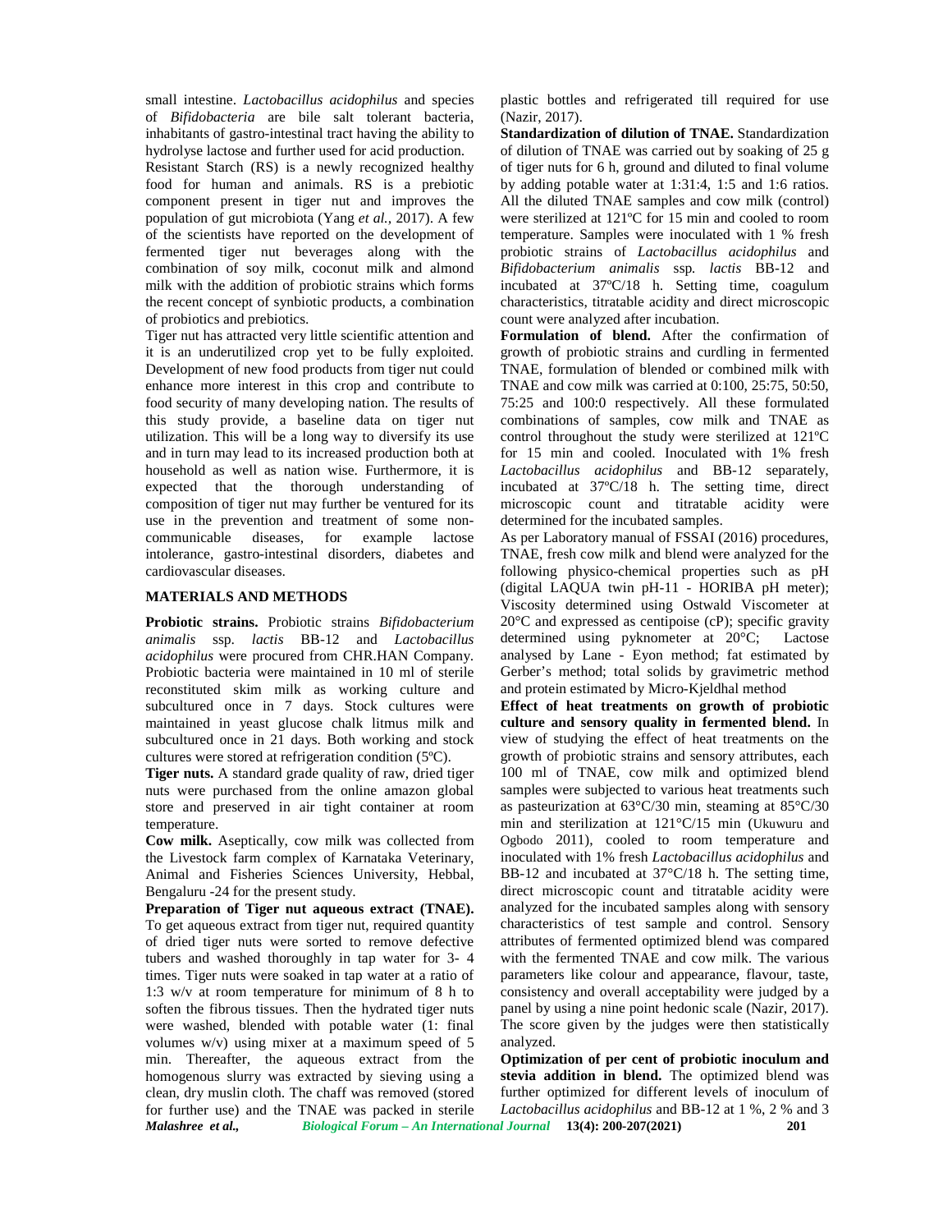small intestine. *Lactobacillus acidophilus* and species of *Bifidobacteria* are bile salt tolerant bacteria, inhabitants of gastro-intestinal tract having the ability to hydrolyse lactose and further used for acid production.

Resistant Starch (RS) is a newly recognized healthy food for human and animals. RS is a prebiotic component present in tiger nut and improves the population of gut microbiota (Yang *et al.,* 2017). A few of the scientists have reported on the development of fermented tiger nut beverages along with the combination of soy milk, coconut milk and almond milk with the addition of probiotic strains which forms the recent concept of synbiotic products, a combination of probiotics and prebiotics.

Tiger nut has attracted very little scientific attention and it is an underutilized crop yet to be fully exploited. Development of new food products from tiger nut could enhance more interest in this crop and contribute to food security of many developing nation. The results of this study provide, a baseline data on tiger nut utilization. This will be a long way to diversify its use and in turn may lead to its increased production both at household as well as nation wise. Furthermore, it is expected that the thorough understanding of composition of tiger nut may further be ventured for its use in the prevention and treatment of some non-communicable diseases, for example lactose intolerance, gastro-intestinal disorders, diabetes and cardiovascular diseases.

## MATERIALS AND METHODS

**Probiotic strains.** Probiotic strains *Bifidobacterium animalis* ssp. *lactis* BB-12 and *Lactobacillus acidophilus* were procured from CHR.HAN Company. Probiotic bacteria were maintained in 10 ml of sterile reconstituted skim milk as working culture and subcultured once in 7 days. Stock cultures were maintained in yeast glucose chalk litmus milk and subcultured once in 21 days. Both working and stock cultures were stored at refrigeration condition (5ºC).

**Tiger nuts.** A standard grade quality of raw, dried tiger nuts were purchased from the online amazon global store and preserved in air tight container at room temperature.

**Cow milk.** Aseptically, cow milk was collected from the Livestock farm complex of Karnataka Veterinary, Animal and Fisheries Sciences University, Hebbal, Bengaluru -24 for the present study.

**Preparation of Tiger nut aqueous extract (TNAE).** To get aqueous extract from tiger nut, required quantity of dried tiger nuts were sorted to remove defective tubers and washed thoroughly in tap water for 3- 4 times. Tiger nuts were soaked in tap water at a ratio of 1:3 w/v at room temperature for minimum of 8 h to soften the fibrous tissues. Then the hydrated tiger nuts were washed, blended with potable water (1: final volumes w/v) using mixer at a maximum speed of 5 min. Thereafter, the aqueous extract from the homogenous slurry was extracted by sieving using a clean, dry muslin cloth. The chaff was removed (stored for further use) and the TNAE was packed in sterile plastic bottles and refrigerated till required for use (Nazir, 2017).

**Standardization of dilution of TNAE.** Standardization of dilution of TNAE was carried out by soaking of 25 g of tiger nuts for 6 h, ground and diluted to final volume by adding potable water at 1:31:4, 1:5 and 1:6 ratios. All the diluted TNAE samples and cow milk (control) were sterilized at 121ºC for 15 min and cooled to room temperature. Samples were inoculated with 1 % fresh probiotic strains of *Lactobacillus acidophilus* and *Bifidobacterium animalis* ssp. *lactis* BB-12 and incubated at 37ºC/18 h. Setting time, coagulum characteristics, titratable acidity and direct microscopic count were analyzed after incubation.

**Formulation of blend.** After the confirmation of growth of probiotic strains and curdling in fermented TNAE, formulation of blended or combined milk with TNAE and cow milk was carried at 0:100, 25:75, 50:50, 75:25 and 100:0 respectively. All these formulated combinations of samples, cow milk and TNAE as control throughout the study were sterilized at 121ºC for 15 min and cooled. Inoculated with 1% fresh *Lactobacillus acidophilus* and BB-12 separately, incubated at 37ºC/18 h. The setting time, direct microscopic count and titratable acidity were determined for the incubated samples.

As per Laboratory manual of FSSAI (2016) procedures, TNAE, fresh cow milk and blend were analyzed for the following physico-chemical properties such as pH (digital LAQUA twin pH-11 - HORIBA pH meter); Viscosity determined using Ostwald Viscometer at 20°C and expressed as centipoise (cP); specific gravity determined using pyknometer at 20°C; Lactose analysed by Lane - Eyon method; fat estimated by Gerber's method; total solids by gravimetric method and protein estimated by Micro-Kjeldhal method

**Effect of heat treatments on growth of probiotic culture and sensory quality in fermented blend.** In view of studying the effect of heat treatments on the growth of probiotic strains and sensory attributes, each 100 ml of TNAE, cow milk and optimized blend samples were subjected to various heat treatments such as pasteurization at 63°C/30 min, steaming at 85°C/30 min and sterilization at 121°C/15 min (Ukuwuru and Ogbodo 2011), cooled to room temperature and inoculated with 1% fresh *Lactobacillus acidophilus* and BB-12 and incubated at 37°C/18 h. The setting time, direct microscopic count and titratable acidity were analyzed for the incubated samples along with sensory characteristics of test sample and control. Sensory attributes of fermented optimized blend was compared with the fermented TNAE and cow milk. The various parameters like colour and appearance, flavour, taste, consistency and overall acceptability were judged by a panel by using a nine point hedonic scale (Nazir, 2017). The score given by the judges were then statistically analyzed.

**Optimization of per cent of probiotic inoculum and stevia addition in blend.** The optimized blend was further optimized for different levels of inoculum of *Lactobacillus acidophilus* and BB-12 at 1 %, 2 % and 3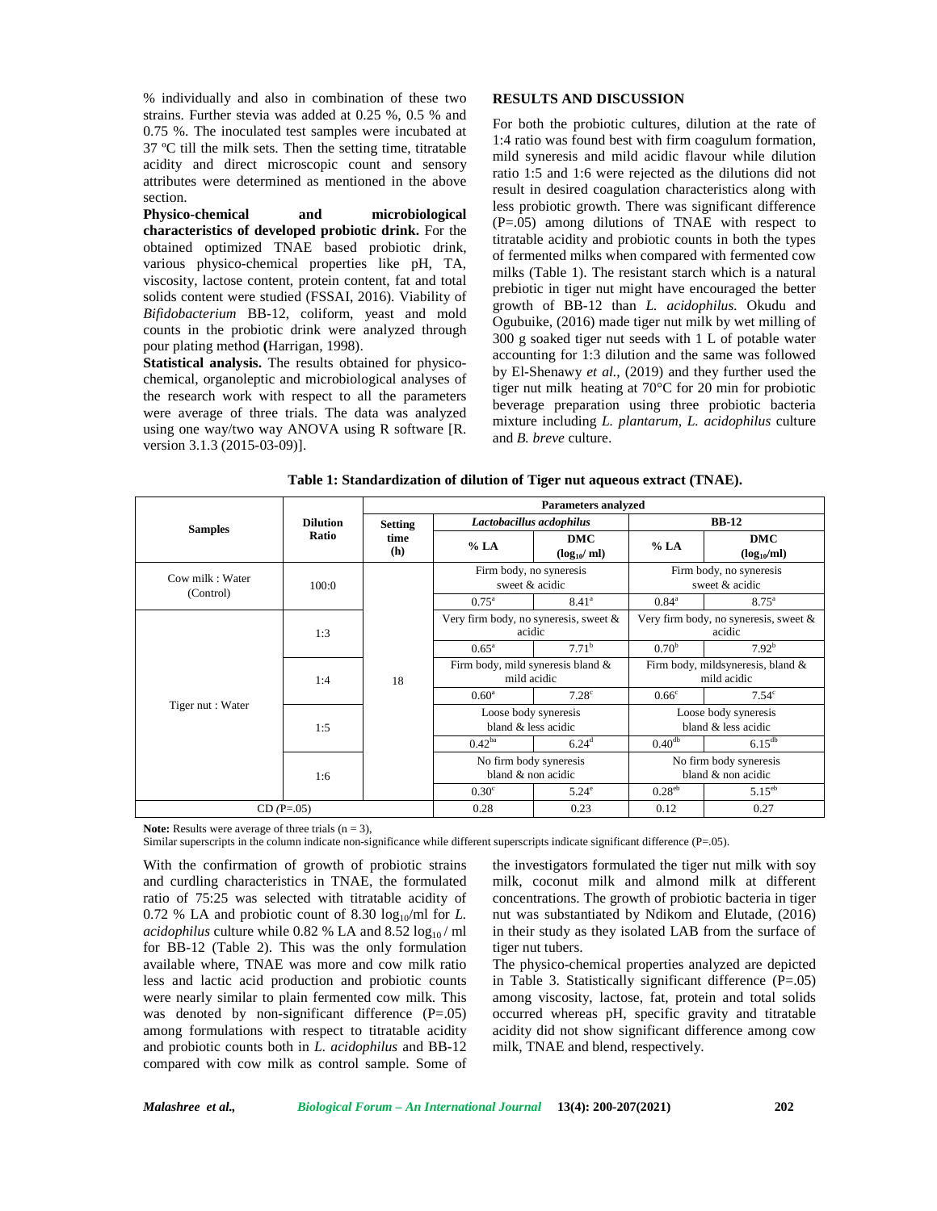% individually and also in combination of these two strains. Further stevia was added at 0.25 %, 0.5 % and 0.75 %. The inoculated test samples were incubated at 37 ºC till the milk sets. Then the setting time, titratable acidity and direct microscopic count and sensory attributes were determined as mentioned in the above section.

**Physico-chemical and microbiological characteristics of developed probiotic drink.** For the obtained optimized TNAE based probiotic drink, various physico-chemical properties like pH, TA, viscosity, lactose content, protein content, fat and total solids content were studied (FSSAI, 2016). Viability of *Bifidobacterium* BB-12, coliform, yeast and mold counts in the probiotic drink were analyzed through pour plating method **(**Harrigan, 1998).

**Statistical analysis.** The results obtained for physico-chemical, organoleptic and microbiological analyses of the research work with respect to all the parameters were average of three trials. The data was analyzed using one way/two way ANOVA using R software [R. version 3.1.3 (2015-03-09)].

## RESULTS AND DISCUSSION

For both the probiotic cultures, dilution at the rate of 1:4 ratio was found best with firm coagulum formation, mild syneresis and mild acidic flavour while dilution ratio 1:5 and 1:6 were rejected as the dilutions did not result in desired coagulation characteristics along with less probiotic growth. There was significant difference (P=.05) among dilutions of TNAE with respect to titratable acidity and probiotic counts in both the types of fermented milks when compared with fermented cow milks (Table 1). The resistant starch which is a natural prebiotic in tiger nut might have encouraged the better growth of BB-12 than *L. acidophilus.* Okudu and Ogubuike, (2016) made tiger nut milk by wet milling of 300 g soaked tiger nut seeds with 1 L of potable water accounting for 1:3 dilution and the same was followed by El-Shenawy *et al.,* (2019) and they further used the tiger nut milk heating at 70°C for 20 min for probiotic beverage preparation using three probiotic bacteria mixture including *L. plantarum, L. acidophilus* culture and *B. breve* culture.

**Table 1: Standardization of dilution of Tiger nut aqueous extract (TNAE).**

| Samples | Dilution Ratio | Parameters analyzed | | | | |
|---|---|---|---|---|---|---|
| | | Setting time (h) | *Lactobacillus acdophilus* | | BB-12 | |
| | | | % LA | DMC ($log_{10}$/ ml) | % LA | DMC ($log_{10}$/ml) |
| Cow milk : Water (Control) | 100:0 | 18 | Firm body, no syneresis sweet & acidic | | Firm body, no syneresis sweet & acidic | |
| | | | $0.75^{a}$ | $8.41^{a}$ | $0.84^{a}$ | $8.75^{a}$ |
| Tiger nut : Water | 1:3 | | Very firm body, no syneresis, sweet & acidic | | Very firm body, no syneresis, sweet & acidic | |
| | | | $0.65^{a}$ | $7.71^{b}$ | $0.70^{b}$ | $7.92^{b}$ |
| | 1:4 | | Firm body, mild syneresis bland & mild acidic | | Firm body, mildsyneresis, bland & mild acidic | |
| | | | $0.60^{a}$ | $7.28^{c}$ | $0.66^{c}$ | $7.54^{c}$ |
| | 1:5 | | Loose body syneresis bland & less acidic | | Loose body syneresis bland & less acidic | |
| | | | $0.42^{ba}$ | $6.24^{d}$ | $0.40^{db}$ | $6.15^{db}$ |
| | 1:6 | | No firm body syneresis bland & non acidic | | No firm body syneresis bland & non acidic | |
| | | | $0.30^{c}$ | $5.24^{e}$ | $0.28^{eb}$ | $5.15^{eb}$ |
| CD (P=.05) | | | 0.28 | 0.23 | 0.12 | 0.27 |

**Note:** Results were average of three trials (n = 3),
Similar superscripts in the column indicate non-significance while different superscripts indicate significant difference (P=.05).

With the confirmation of growth of probiotic strains and curdling characteristics in TNAE, the formulated ratio of 75:25 was selected with titratable acidity of 0.72 % LA and probiotic count of 8.30 $log_{10}$/ml for *L. acidophilus* culture while 0.82 % LA and 8.52 $log_{10}$ / ml for BB-12 (Table 2). This was the only formulation available where, TNAE was more and cow milk ratio less and lactic acid production and probiotic counts were nearly similar to plain fermented cow milk. This was denoted by non-significant difference (P=.05) among formulations with respect to titratable acidity and probiotic counts both in *L. acidophilus* and BB-12 compared with cow milk as control sample. Some of the investigators formulated the tiger nut milk with soy milk, coconut milk and almond milk at different concentrations. The growth of probiotic bacteria in tiger nut was substantiated by Ndikom and Elutade, (2016) in their study as they isolated LAB from the surface of tiger nut tubers.

The physico-chemical properties analyzed are depicted in Table 3. Statistically significant difference (P=.05) among viscosity, lactose, fat, protein and total solids occurred whereas pH, specific gravity and titratable acidity did not show significant difference among cow milk, TNAE and blend, respectively.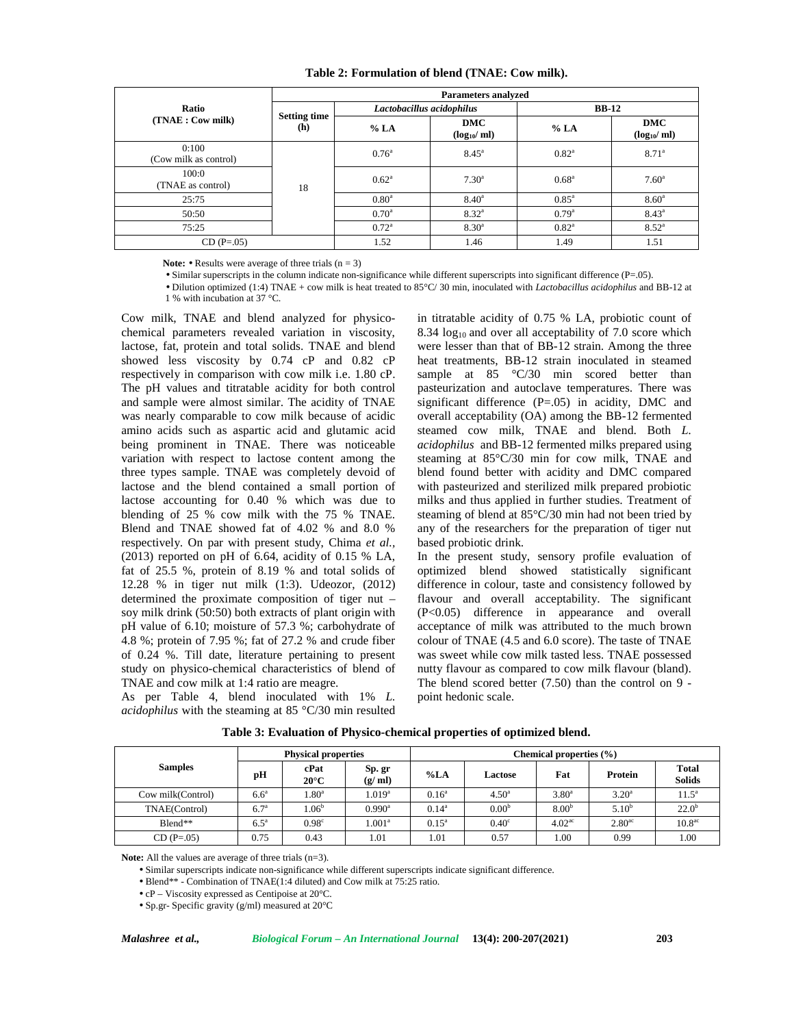**Table 2: Formulation of blend (TNAE: Cow milk).**

| Ratio (TNAE : Cow milk) | Parameters analyzed | | | | |
|---|---|---|---|---|---|
| | Setting time (h) | *Lactobacillus acidophilus* | | BB-12 | |
| | | % LA | DMC ($log_{10}$/ ml) | % LA | DMC ($log_{10}$/ ml) |
| 0:100 (Cow milk as control) | 18 | 0.76[a] | 8.45[a] | 0.82[a] | 8.71[a] |
| 100:0 (TNAE as control) | | 0.62[a] | 7.30[a] | 0.68[a] | 7.60[a] |
| 25:75 | | 0.80[a] | 8.40[a] | 0.85[a] | 8.60[a] |
| 50:50 | | 0.70[a] | 8.32[a] | 0.79[a] | 8.43[a] |
| 75:25 | | 0.72[a] | 8.30[a] | 0.82[a] | 8.52[a] |
| CD (P=.05) | | 1.52 | 1.46 | 1.49 | 1.51 |

**Note:** • Results were average of three trials (n = 3)

• Similar superscripts in the column indicate non-significance while different superscripts into significant difference (P=.05).

• Dilution optimized (1:4) TNAE + cow milk is heat treated to 85°C/ 30 min, inoculated with *Lactobacillus acidophilus* and BB-12 at 1 % with incubation at 37 °C.

Cow milk, TNAE and blend analyzed for physico-chemical parameters revealed variation in viscosity, lactose, fat, protein and total solids. TNAE and blend showed less viscosity by 0.74 cP and 0.82 cP respectively in comparison with cow milk i.e. 1.80 cP. The pH values and titratable acidity for both control and sample were almost similar. The acidity of TNAE was nearly comparable to cow milk because of acidic amino acids such as aspartic acid and glutamic acid being prominent in TNAE. There was noticeable variation with respect to lactose content among the three types sample. TNAE was completely devoid of lactose and the blend contained a small portion of lactose accounting for 0.40 % which was due to blending of 25 % cow milk with the 75 % TNAE. Blend and TNAE showed fat of 4.02 % and 8.0 % respectively. On par with present study, Chima *et al.*, (2013) reported on pH of 6.64, acidity of 0.15 % LA, fat of 25.5 %, protein of 8.19 % and total solids of 12.28 % in tiger nut milk (1:3). Udeozor, (2012) determined the proximate composition of tiger nut – soy milk drink (50:50) both extracts of plant origin with pH value of 6.10; moisture of 57.3 %; carbohydrate of 4.8 %; protein of 7.95 %; fat of 27.2 % and crude fiber of 0.24 %. Till date, literature pertaining to present study on physico-chemical characteristics of blend of TNAE and cow milk at 1:4 ratio are meagre.

As per Table 4, blend inoculated with 1% *L. acidophilus* with the steaming at 85 °C/30 min resulted in titratable acidity of 0.75 % LA, probiotic count of 8.34 $log_{10}$ and over all acceptability of 7.0 score which were lesser than that of BB-12 strain. Among the three heat treatments, BB-12 strain inoculated in steamed sample at 85 °C/30 min scored better than pasteurization and autoclave temperatures. There was significant difference (P=.05) in acidity, DMC and overall acceptability (OA) among the BB-12 fermented steamed cow milk, TNAE and blend. Both *L. acidophilus* and BB-12 fermented milks prepared using steaming at 85°C/30 min for cow milk, TNAE and blend found better with acidity and DMC compared with pasteurized and sterilized milk prepared probiotic milks and thus applied in further studies. Treatment of steaming of blend at 85°C/30 min had not been tried by any of the researchers for the preparation of tiger nut based probiotic drink.

In the present study, sensory profile evaluation of optimized blend showed statistically significant difference in colour, taste and consistency followed by flavour and overall acceptability. The significant (P<0.05) difference in appearance and overall acceptance of milk was attributed to the much brown colour of TNAE (4.5 and 6.0 score). The taste of TNAE was sweet while cow milk tasted less. TNAE possessed nutty flavour as compared to cow milk flavour (bland). The blend scored better (7.50) than the control on 9 - point hedonic scale.

**Table 3: Evaluation of Physico-chemical properties of optimized blend.**

| Samples | Physical properties | | | Chemical properties (%) | | | | |
|---|---|---|---|---|---|---|---|---|
| | pH | cPat 20°C | Sp. gr (g/ ml) | %LA | Lactose | Fat | Protein | Total Solids |
| Cow milk(Control) | 6.6[a] | 1.80[a] | 1.019[a] | 0.16[a] | 4.50[a] | 3.80[a] | 3.20[a] | 11.5[a] |
| TNAE(Control) | 6.7[a] | 1.06[b] | 0.990[a] | 0.14[a] | 0.00[b] | 8.00[b] | 5.10[b] | 22.0[b] |
| Blend** | 6.5[a] | 0.98[c] | 1.001[a] | 0.15[a] | 0.40[c] | 4.02[ac] | 2.80[ac] | 10.8[ac] |
| CD (P=.05) | 0.75 | 0.43 | 1.01 | 1.01 | 0.57 | 1.00 | 0.99 | 1.00 |

**Note:** All the values are average of three trials (n=3).

• Similar superscripts indicate non-significance while different superscripts indicate significant difference.

• Blend** - Combination of TNAE(1:4 diluted) and Cow milk at 75:25 ratio.

• cP – Viscosity expressed as Centipoise at 20°C.

• Sp.gr- Specific gravity (g/ml) measured at 20°C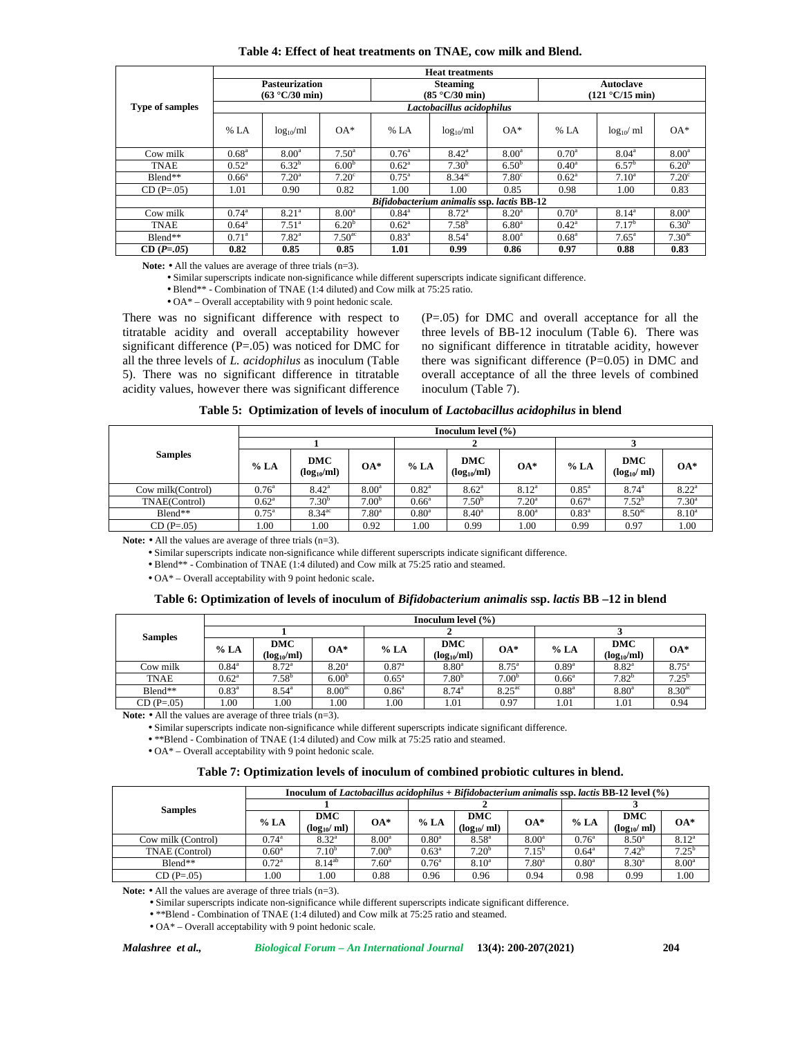**Table 4: Effect of heat treatments on TNAE, cow milk and Blend.**

| Type of samples | Heat treatments | | | | | | | | |
|---|---|---|---|---|---|---|---|---|---|
| | Pasteurization (63 °C/30 min) | | | Steaming (85 °C/30 min) | | | Autoclave (121 °C/15 min) | | |
| | *Lactobacillus acidophilus* | | | | | | | | |
| | % LA | $log_{10}$/ml | OA* | % LA | $log_{10}$/ml | OA* | % LA | $log_{10}$/ ml | OA* |
| Cow milk | $0.68^{a}$ | $8.00^{a}$ | $7.50^{a}$ | $0.76^{a}$ | $8.42^{a}$ | $8.00^{a}$ | $0.70^{a}$ | $8.04^{a}$ | $8.00^{a}$ |
| TNAE | $0.52^{a}$ | $6.32^{b}$ | $6.00^{b}$ | $0.62^{a}$ | $7.30^{b}$ | $6.50^{b}$ | $0.40^{a}$ | $6.57^{b}$ | $6.20^{b}$ |
| Blend** | $0.66^{a}$ | $7.20^{a}$ | $7.20^{c}$ | $0.75^{a}$ | $8.34^{ac}$ | $7.80^{c}$ | $0.62^{a}$ | $7.10^{a}$ | $7.20^{c}$ |
| CD (P=.05) | 1.01 | 0.90 | 0.82 | 1.00 | 1.00 | 0.85 | 0.98 | 1.00 | 0.83 |
| | *Bifidobacterium animalis* ssp. *lactis* BB-12 | | | | | | | | |
| Cow milk | $0.74^{a}$ | $8.21^{a}$ | $8.00^{a}$ | $0.84^{a}$ | $8.72^{a}$ | $8.20^{a}$ | $0.70^{a}$ | $8.14^{a}$ | $8.00^{a}$ |
| TNAE | $0.64^{a}$ | $7.51^{a}$ | $6.20^{b}$ | $0.62^{a}$ | $7.58^{b}$ | $6.80^{a}$ | $0.42^{a}$ | $7.17^{b}$ | $6.30^{b}$ |
| Blend** | $0.71^{a}$ | $7.82^{a}$ | $7.50^{ac}$ | $0.83^{a}$ | $8.54^{a}$ | $8.00^{a}$ | $0.68^{a}$ | $7.65^{a}$ | $7.30^{ac}$ |
| **CD (*P=.05*)** | **0.82** | **0.85** | **0.85** | **1.01** | **0.99** | **0.86** | **0.97** | **0.88** | **0.83** |

**Note:** • All the values are average of three trials (n=3).
• Similar superscripts indicate non-significance while different superscripts indicate significant difference.
• Blend** - Combination of TNAE (1:4 diluted) and Cow milk at 75:25 ratio.
• OA* – Overall acceptability with 9 point hedonic scale.

There was no significant difference with respect to titratable acidity and overall acceptability however significant difference (P=.05) was noticed for DMC for all the three levels of *L. acidophilus* as inoculum (Table 5). There was no significant difference in titratable acidity values, however there was significant difference (P=.05) for DMC and overall acceptance for all the three levels of BB-12 inoculum (Table 6). There was no significant difference in titratable acidity, however there was significant difference (P=0.05) in DMC and overall acceptance of all the three levels of combined inoculum (Table 7).

**Table 5: Optimization of levels of inoculum of *Lactobacillus acidophilus* in blend**

| Samples | Inoculum level (%) | | | | | | | | |
|---|---|---|---|---|---|---|---|---|---|
| | 1 | | | 2 | | | 3 | | |
| | % LA | DMC ($log_{10}$/ml) | OA* | % LA | DMC ($log_{10}$/ml) | OA* | % LA | DMC ($log_{10}$/ ml) | OA* |
| Cow milk(Control) | $0.76^{a}$ | $8.42^{a}$ | $8.00^{a}$ | $0.82^{a}$ | $8.62^{a}$ | $8.12^{a}$ | $0.85^{a}$ | $8.74^{a}$ | $8.22^{a}$ |
| TNAE(Control) | $0.62^{a}$ | $7.30^{b}$ | $7.00^{b}$ | $0.66^{a}$ | $7.50^{b}$ | $7.20^{a}$ | $0.67^{a}$ | $7.52^{b}$ | $7.30^{a}$ |
| Blend** | $0.75^{a}$ | $8.34^{ac}$ | $7.80^{a}$ | $0.80^{a}$ | $8.40^{a}$ | $8.00^{a}$ | $0.83^{a}$ | $8.50^{ac}$ | $8.10^{a}$ |
| CD (P=.05) | 1.00 | 1.00 | 0.92 | 1.00 | 0.99 | 1.00 | 0.99 | 0.97 | 1.00 |

**Note:** • All the values are average of three trials (n=3).
• Similar superscripts indicate non-significance while different superscripts indicate significant difference.
• Blend** - Combination of TNAE (1:4 diluted) and Cow milk at 75:25 ratio and steamed.
• OA* – Overall acceptability with 9 point hedonic scale.

**Table 6: Optimization of levels of inoculum of *Bifidobacterium animalis* ssp. *lactis* BB –12 in blend**

| Samples | Inoculum level (%) | | | | | | | | |
|---|---|---|---|---|---|---|---|---|---|
| | 1 | | | 2 | | | 3 | | |
| | % LA | DMC ($log_{10}$/ml) | OA* | % LA | DMC ($log_{10}$/ml) | OA* | % LA | DMC ($log_{10}$/ml) | OA* |
| Cow milk | $0.84^{a}$ | $8.72^{a}$ | $8.20^{a}$ | $0.87^{a}$ | $8.80^{a}$ | $8.75^{a}$ | $0.89^{a}$ | $8.82^{a}$ | $8.75^{a}$ |
| TNAE | $0.62^{a}$ | $7.58^{b}$ | $6.00^{b}$ | $0.65^{a}$ | $7.80^{b}$ | $7.00^{b}$ | $0.66^{a}$ | $7.82^{b}$ | $7.25^{b}$ |
| Blend** | $0.83^{a}$ | $8.54^{a}$ | $8.00^{ac}$ | $0.86^{a}$ | $8.74^{a}$ | $8.25^{ac}$ | $0.88^{a}$ | $8.80^{a}$ | $8.30^{ac}$ |
| CD (P=.05) | 1.00 | 1.00 | 1.00 | 1.00 | 1.01 | 0.97 | 1.01 | 1.01 | 0.94 |

**Note:** • All the values are average of three trials (n=3).
• **Blend - Combination of TNAE (1:4 diluted) and Cow milk at 75:25 ratio and steamed.
• OA* – Overall acceptability with 9 point hedonic scale.
• Similar superscripts indicate non-significance while different superscripts indicate significant difference.

**Table 7: Optimization levels of inoculum of combined probiotic cultures in blend.**

| Samples | Inoculum of *Lactobacillus acidophilus* + *Bifidobacterium animalis* ssp. *lactis* BB-12 level (%) | | | | | | | | |
|---|---|---|---|---|---|---|---|---|---|
| | 1 | | | 2 | | | 3 | | |
| | % LA | DMC ($log_{10}$/ ml) | OA* | % LA | DMC ($log_{10}$/ ml) | OA* | % LA | DMC ($log_{10}$/ ml) | OA* |
| Cow milk (Control) | $0.74^{a}$ | $8.32^{a}$ | $8.00^{a}$ | $0.80^{a}$ | $8.58^{a}$ | $8.00^{a}$ | $0.76^{a}$ | $8.50^{a}$ | $8.12^{a}$ |
| TNAE (Control) | $0.60^{a}$ | $7.10^{b}$ | $7.00^{b}$ | $0.63^{a}$ | $7.20^{b}$ | $7.15^{b}$ | $0.64^{a}$ | $7.42^{b}$ | $7.25^{b}$ |
| Blend** | $0.72^{a}$ | $8.14^{ab}$ | $7.60^{a}$ | $0.76^{a}$ | $8.10^{a}$ | $7.80^{a}$ | $0.80^{a}$ | $8.30^{a}$ | $8.00^{a}$ |
| CD (P=.05) | 1.00 | 1.00 | 0.88 | 0.96 | 0.96 | 0.94 | 0.98 | 0.99 | 1.00 |

**Note:** • All the values are average of three trials (n=3).
• Similar superscripts indicate non-significance while different superscripts indicate significant difference.
• **Blend - Combination of TNAE (1:4 diluted) and Cow milk at 75:25 ratio and steamed.
• OA* – Overall acceptability with 9 point hedonic scale.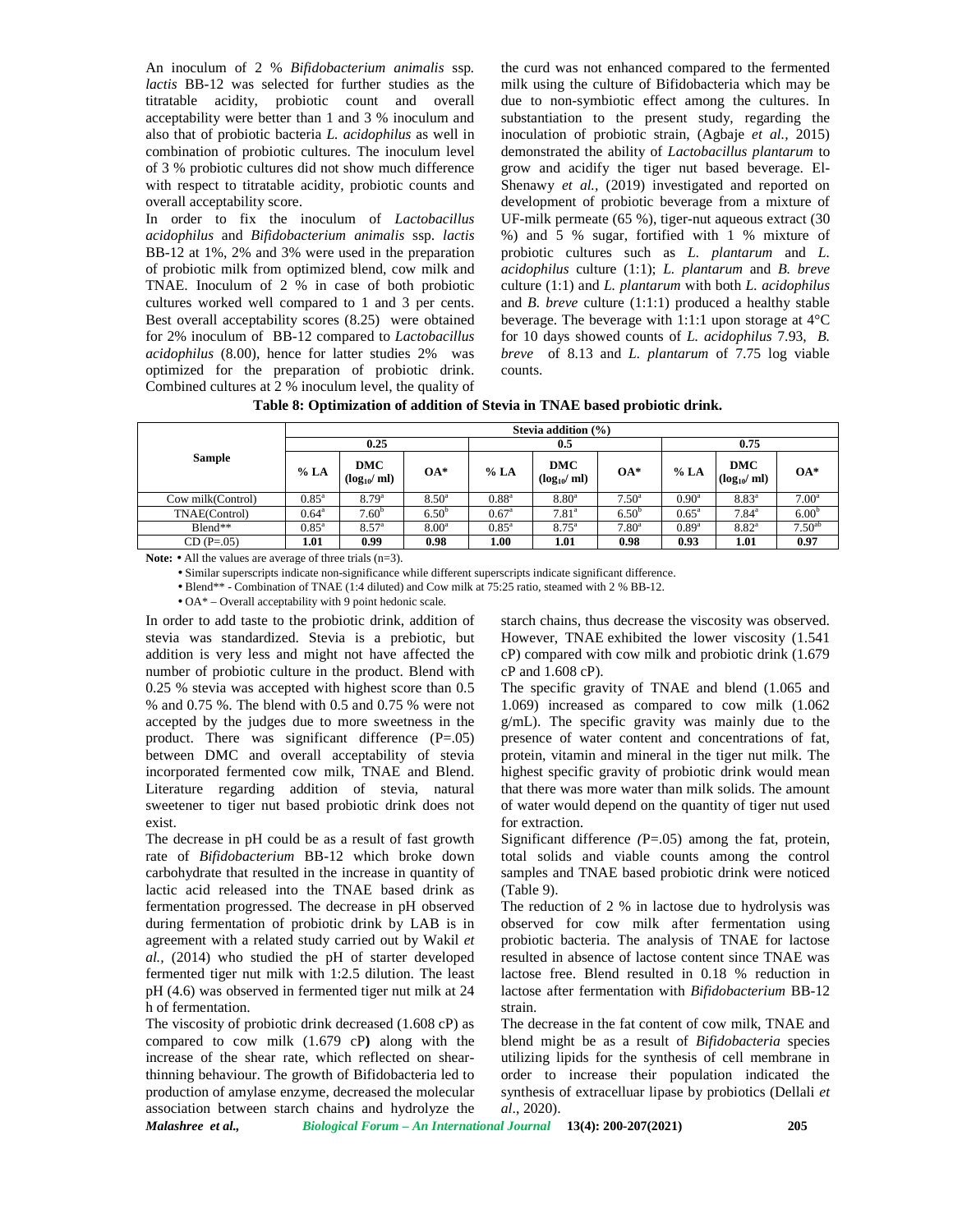An inoculum of 2 % *Bifidobacterium animalis* ssp. *lactis* BB-12 was selected for further studies as the titratable acidity, probiotic count and overall acceptability were better than 1 and 3 % inoculum and also that of probiotic bacteria *L. acidophilus* as well in combination of probiotic cultures. The inoculum level of 3 % probiotic cultures did not show much difference with respect to titratable acidity, probiotic counts and overall acceptability score.

In order to fix the inoculum of *Lactobacillus acidophilus* and *Bifidobacterium animalis* ssp. *lactis* BB-12 at 1%, 2% and 3% were used in the preparation of probiotic milk from optimized blend, cow milk and TNAE. Inoculum of 2 % in case of both probiotic cultures worked well compared to 1 and 3 per cents. Best overall acceptability scores (8.25) were obtained for 2% inoculum of BB-12 compared to *Lactobacillus acidophilus* (8.00), hence for latter studies 2% was optimized for the preparation of probiotic drink. Combined cultures at 2 % inoculum level, the quality of the curd was not enhanced compared to the fermented milk using the culture of Bifidobacteria which may be due to non-symbiotic effect among the cultures. In substantiation to the present study, regarding the inoculation of probiotic strain, (Agbaje *et al.,* 2015) demonstrated the ability of *Lactobacillus plantarum* to grow and acidify the tiger nut based beverage. El-Shenawy *et al.,* (2019) investigated and reported on development of probiotic beverage from a mixture of UF-milk permeate (65 %), tiger-nut aqueous extract (30 %) and 5 % sugar, fortified with 1 % mixture of probiotic cultures such as *L. plantarum* and *L. acidophilus* culture (1:1); *L. plantarum* and *B. breve* culture (1:1) and *L. plantarum* with both *L. acidophilus* and *B. breve* culture (1:1:1) produced a healthy stable beverage. The beverage with 1:1:1 upon storage at 4°C for 10 days showed counts of *L. acidophilus* 7.93, *B. breve* of 8.13 and *L. plantarum* of 7.75 log viable counts.

**Table 8: Optimization of addition of Stevia in TNAE based probiotic drink.**

| Sample | Stevia addition (%) | | | | | | | | |
|---|---|---|---|---|---|---|---|---|---|
| | 0.25 | | | 0.5 | | | 0.75 | | |
| | % LA | DMC ($log_{10}$/ ml) | OA* | % LA | DMC ($log_{10}$/ ml) | OA* | % LA | DMC ($log_{10}$/ ml) | OA* |
| Cow milk(Control) | $0.85^{a}$ | $8.79^{a}$ | $8.50^{a}$ | $0.88^{a}$ | $8.80^{a}$ | $7.50^{a}$ | $0.90^{a}$ | $8.83^{a}$ | $7.00^{a}$ |
| TNAE(Control) | $0.64^{a}$ | $7.60^{b}$ | $6.50^{b}$ | $0.67^{a}$ | $7.81^{a}$ | $6.50^{b}$ | $0.65^{a}$ | $7.84^{a}$ | $6.00^{b}$ |
| Blend** | $0.85^{a}$ | $8.57^{a}$ | $8.00^{a}$ | $0.85^{a}$ | $8.75^{a}$ | $7.80^{a}$ | $0.89^{a}$ | $8.82^{a}$ | $7.50^{ab}$ |
| CD (P=.05) | **1.01** | **0.99** | **0.98** | **1.00** | **1.01** | **0.98** | **0.93** | **1.01** | **0.97** |

**Note:** • All the values are average of three trials (n=3).

• Similar superscripts indicate non-significance while different superscripts indicate significant difference.

• Blend** - Combination of TNAE (1:4 diluted) and Cow milk at 75:25 ratio, steamed with 2 % BB-12.

• OA* – Overall acceptability with 9 point hedonic scale.

In order to add taste to the probiotic drink, addition of stevia was standardized. Stevia is a prebiotic, but addition is very less and might not have affected the number of probiotic culture in the product. Blend with 0.25 % stevia was accepted with highest score than 0.5 % and 0.75 %. The blend with 0.5 and 0.75 % were not accepted by the judges due to more sweetness in the product. There was significant difference (P=.05) between DMC and overall acceptability of stevia incorporated fermented cow milk, TNAE and Blend. Literature regarding addition of stevia, natural sweetener to tiger nut based probiotic drink does not exist.

The decrease in pH could be as a result of fast growth rate of *Bifidobacterium* BB-12 which broke down carbohydrate that resulted in the increase in quantity of lactic acid released into the TNAE based drink as fermentation progressed. The decrease in pH observed during fermentation of probiotic drink by LAB is in agreement with a related study carried out by Wakil *et al.,* (2014) who studied the pH of starter developed fermented tiger nut milk with 1:2.5 dilution. The least pH (4.6) was observed in fermented tiger nut milk at 24 h of fermentation.

The viscosity of probiotic drink decreased (1.608 cP) as compared to cow milk (1.679 cP) along with the increase of the shear rate, which reflected on shear-thinning behaviour. The growth of Bifidobacteria led to production of amylase enzyme, decreased the molecular association between starch chains and hydrolyze the starch chains, thus decrease the viscosity was observed. However, TNAE exhibited the lower viscosity (1.541 cP) compared with cow milk and probiotic drink (1.679 cP and 1.608 cP).

The specific gravity of TNAE and blend (1.065 and 1.069) increased as compared to cow milk (1.062 g/mL). The specific gravity was mainly due to the presence of water content and concentrations of fat, protein, vitamin and mineral in the tiger nut milk. The highest specific gravity of probiotic drink would mean that there was more water than milk solids. The amount of water would depend on the quantity of tiger nut used for extraction.

Significant difference *(*P=.05) among the fat, protein, total solids and viable counts among the control samples and TNAE based probiotic drink were noticed (Table 9).

The reduction of 2 % in lactose due to hydrolysis was observed for cow milk after fermentation using probiotic bacteria. The analysis of TNAE for lactose resulted in absence of lactose content since TNAE was lactose free. Blend resulted in 0.18 % reduction in lactose after fermentation with *Bifidobacterium* BB-12 strain.

The decrease in the fat content of cow milk, TNAE and blend might be as a result of *Bifidobacteria* species utilizing lipids for the synthesis of cell membrane in order to increase their population indicated the synthesis of extracelluar lipase by probiotics (Dellali *et al*., 2020).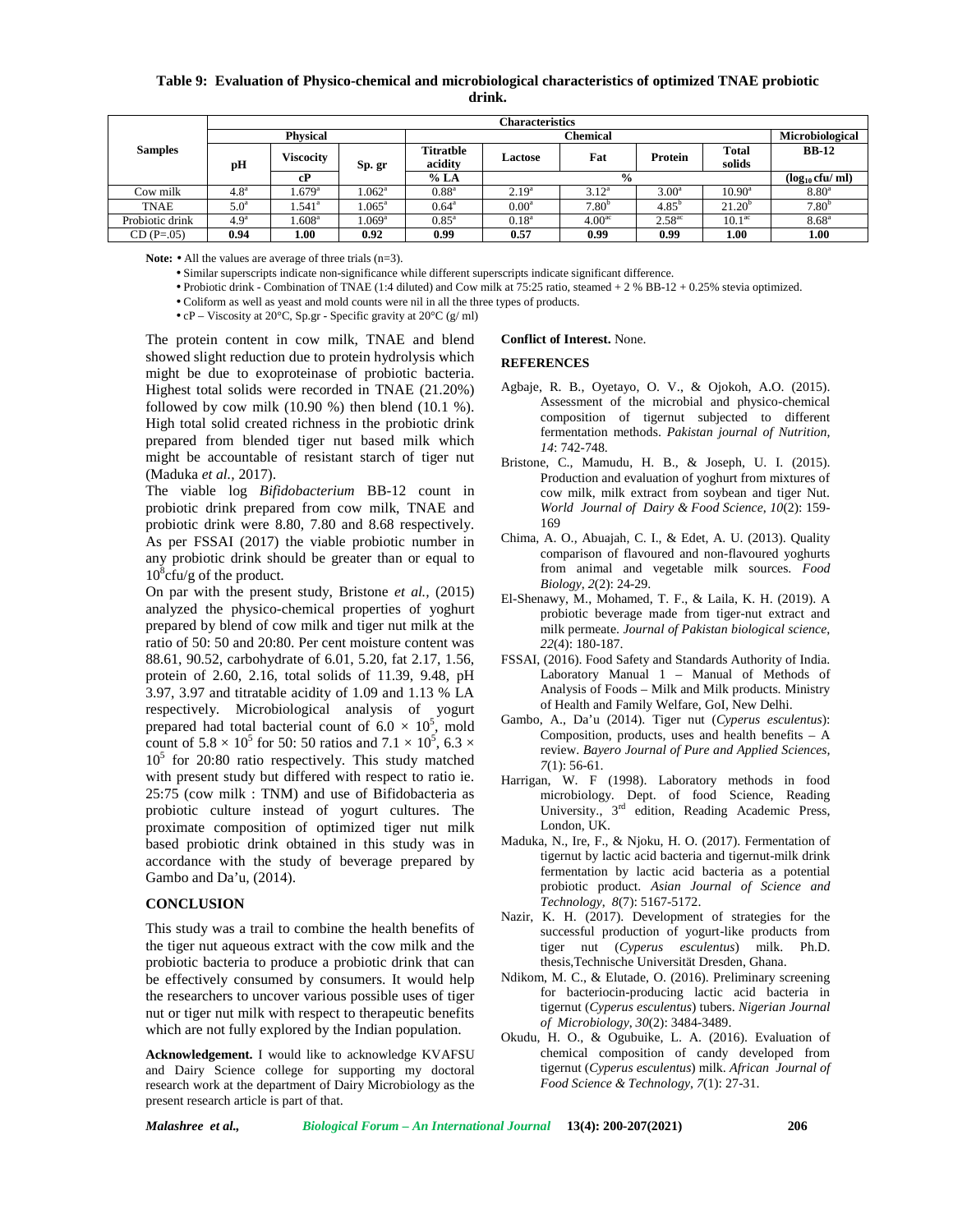**Table 9: Evaluation of Physico-chemical and microbiological characteristics of optimized TNAE probiotic drink.**

| Samples | Characteristics | | | | | | | | |
|---|---|---|---|---|---|---|---|---|---|
| | Physical | | | Chemical | | | | | Microbiological |
| | pH | Viscosity | Sp. gr | Titratble acidity | Lactose | Fat | Protein | Total solids | BB-12 |
| | | cP | | % LA | % | | | | ($log_{10}$ cfu/ ml) |
| Cow milk | $4.8^a$ | $1.679^a$ | $1.062^a$ | $0.88^a$ | $2.19^a$ | $3.12^a$ | $3.00^a$ | $10.90^a$ | $8.80^a$ |
| TNAE | $5.0^a$ | $1.541^a$ | $1.065^a$ | $0.64^a$ | $0.00^a$ | $7.80^b$ | $4.85^b$ | $21.20^b$ | $7.80^b$ |
| Probiotic drink | $4.9^a$ | $1.608^a$ | $1.069^a$ | $0.85^a$ | $0.18^a$ | $4.00^{ac}$ | $2.58^{ac}$ | $10.1^{ac}$ | $8.68^a$ |
| CD (P=.05) | **0.94** | **1.00** | **0.92** | **0.99** | **0.57** | **0.99** | **0.99** | **1.00** | **1.00** |

**Note:** • All the values are average of three trials (n=3).
• Similar superscripts indicate non-significance while different superscripts indicate significant difference.
• Probiotic drink - Combination of TNAE (1:4 diluted) and Cow milk at 75:25 ratio, steamed + 2 % BB-12 + 0.25% stevia optimized.
• Coliform as well as yeast and mold counts were nil in all the three types of products.
• cP – Viscosity at 20°C, Sp.gr - Specific gravity at 20°C (g/ ml)

The protein content in cow milk, TNAE and blend showed slight reduction due to protein hydrolysis which might be due to exoproteinase of probiotic bacteria. Highest total solids were recorded in TNAE (21.20%) followed by cow milk (10.90 %) then blend (10.1 %). High total solid created richness in the probiotic drink prepared from blended tiger nut based milk which might be accountable of resistant starch of tiger nut (Maduka *et al.,* 2017).

The viable log *Bifidobacterium* BB-12 count in probiotic drink prepared from cow milk, TNAE and probiotic drink were 8.80, 7.80 and 8.68 respectively. As per FSSAI (2017) the viable probiotic number in any probiotic drink should be greater than or equal to $10^8$cfu/g of the product.

On par with the present study, Bristone *et al.,* (2015) analyzed the physico-chemical properties of yoghurt prepared by blend of cow milk and tiger nut milk at the ratio of 50: 50 and 20:80. Per cent moisture content was 88.61, 90.52, carbohydrate of 6.01, 5.20, fat 2.17, 1.56, protein of 2.60, 2.16, total solids of 11.39, 9.48, pH 3.97, 3.97 and titratable acidity of 1.09 and 1.13 % LA respectively. Microbiological analysis of yogurt prepared had total bacterial count of $6.0 \times 10^5$, mold count of $5.8 \times 10^5$ for 50: 50 ratios and $7.1 \times 10^5$, $6.3 \times 10^5$ for 20:80 ratio respectively. This study matched with present study but differed with respect to ratio ie. 25:75 (cow milk : TNM) and use of Bifidobacteria as probiotic culture instead of yogurt cultures. The proximate composition of optimized tiger nut milk based probiotic drink obtained in this study was in accordance with the study of beverage prepared by Gambo and Da'u, (2014).

## CONCLUSION

This study was a trail to combine the health benefits of the tiger nut aqueous extract with the cow milk and the probiotic bacteria to produce a probiotic drink that can be effectively consumed by consumers. It would help the researchers to uncover various possible uses of tiger nut or tiger nut milk with respect to therapeutic benefits which are not fully explored by the Indian population.

**Acknowledgement.** I would like to acknowledge KVAFSU and Dairy Science college for supporting my doctoral research work at the department of Dairy Microbiology as the present research article is part of that.

**Conflict of Interest.** None.

## REFERENCES

Agbaje, R. B., Oyetayo, O. V., & Ojokoh, A.O. (2015). Assessment of the microbial and physico-chemical composition of tigernut subjected to different fermentation methods. *Pakistan journal of Nutrition, 14*: 742-748.

Bristone, C., Mamudu, H. B., & Joseph, U. I. (2015). Production and evaluation of yoghurt from mixtures of cow milk, milk extract from soybean and tiger Nut. *World Journal of Dairy & Food Science*, *10*(2): 159-169

Chima, A. O., Abuajah, C. I., & Edet, A. U. (2013). Quality comparison of flavoured and non-flavoured yoghurts from animal and vegetable milk sources. *Food Biology*, *2*(2): 24-29.

El-Shenawy, M., Mohamed, T. F., & Laila, K. H. (2019). A probiotic beverage made from tiger-nut extract and milk permeate. *Journal of Pakistan biological science, 22*(4): 180-187.

FSSAI, (2016). Food Safety and Standards Authority of India. Laboratory Manual 1 – Manual of Methods of Analysis of Foods – Milk and Milk products. Ministry of Health and Family Welfare, GoI, New Delhi.

Gambo, A., Da'u (2014). Tiger nut (*Cyperus esculentus*): Composition, products, uses and health benefits – A review. *Bayero Journal of Pure and Applied Sciences, 7*(1): 56-61.

Harrigan, W. F (1998). Laboratory methods in food microbiology. Dept. of food Science, Reading University., 3rd edition, Reading Academic Press, London, UK.

Maduka, N., Ire, F., & Njoku, H. O. (2017). Fermentation of tigernut by lactic acid bacteria and tigernut-milk drink fermentation by lactic acid bacteria as a potential probiotic product. *Asian Journal of Science and Technology, 8*(7): 5167-5172.

Nazir, K. H. (2017). Development of strategies for the successful production of yogurt-like products from tiger nut (*Cyperus esculentus*) milk. Ph.D. thesis,Technische Universität Dresden, Ghana.

Ndikom, M. C., & Elutade, O. (2016). Preliminary screening for bacteriocin-producing lactic acid bacteria in tigernut (*Cyperus esculentus*) tubers. *Nigerian Journal of Microbiology, 30*(2): 3484-3489.

Okudu, H. O., & Ogubuike, L. A. (2016). Evaluation of chemical composition of candy developed from tigernut (*Cyperus esculentus*) milk. *African Journal of Food Science & Technology, 7*(1): 27-31.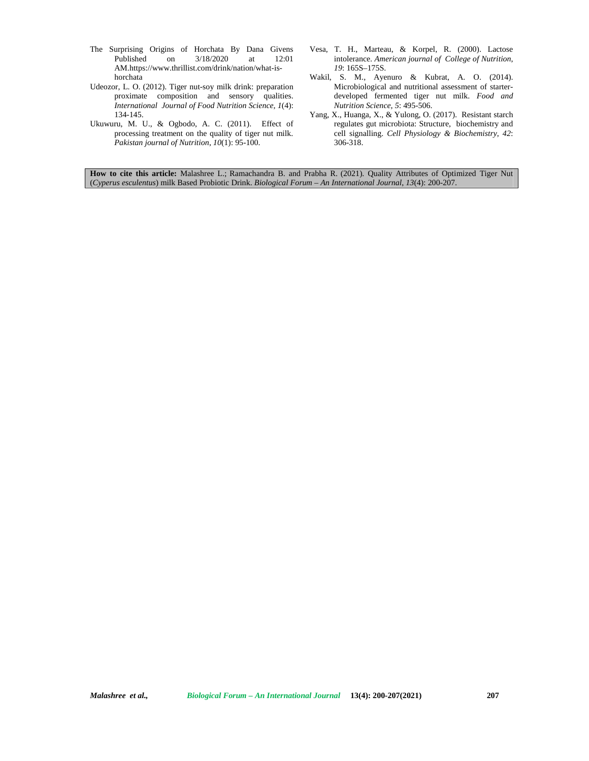The Surprising Origins of Horchata By Dana Givens Published on 3/18/2020 at 12:01 AM.https://www.thrillist.com/drink/nation/what-is-horchata

Udeozor, L. O. (2012). Tiger nut-soy milk drink: preparation proximate composition and sensory qualities. *International Journal of Food Nutrition Science, 1*(4): 134-145.

Ukuwuru, M. U., & Ogbodo, A. C. (2011). Effect of processing treatment on the quality of tiger nut milk. *Pakistan journal of Nutrition*, *10*(1): 95-100.

Vesa, T. H., Marteau, & Korpel, R. (2000). Lactose intolerance. *American journal of College of Nutrition, 19*: 165S–175S.

Wakil, S. M., Ayenuro & Kubrat, A. O. (2014). Microbiological and nutritional assessment of starter-developed fermented tiger nut milk. *Food and Nutrition Science, 5*: 495-506.

Yang, X., Huanga, X., & Yulong, O. (2017). Resistant starch regulates gut microbiota: Structure, biochemistry and cell signalling. *Cell Physiology & Biochemistry, 42*: 306-318.

**How to cite this article:** Malashree L.; Ramachandra B. and Prabha R. (2021). Quality Attributes of Optimized Tiger Nut (*Cyperus esculentus*) milk Based Probiotic Drink. *Biological Forum – An International Journal, 13*(4): 200-207.